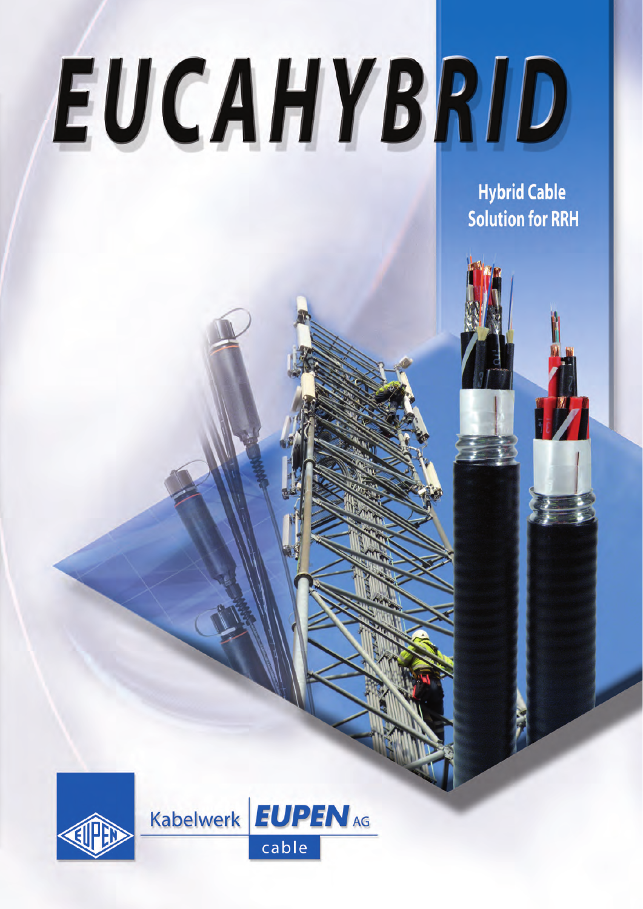# EUCAHYBRID

## Hybrid Cable Solution for RRH

Kabelwerk **EUPEN** AG

cable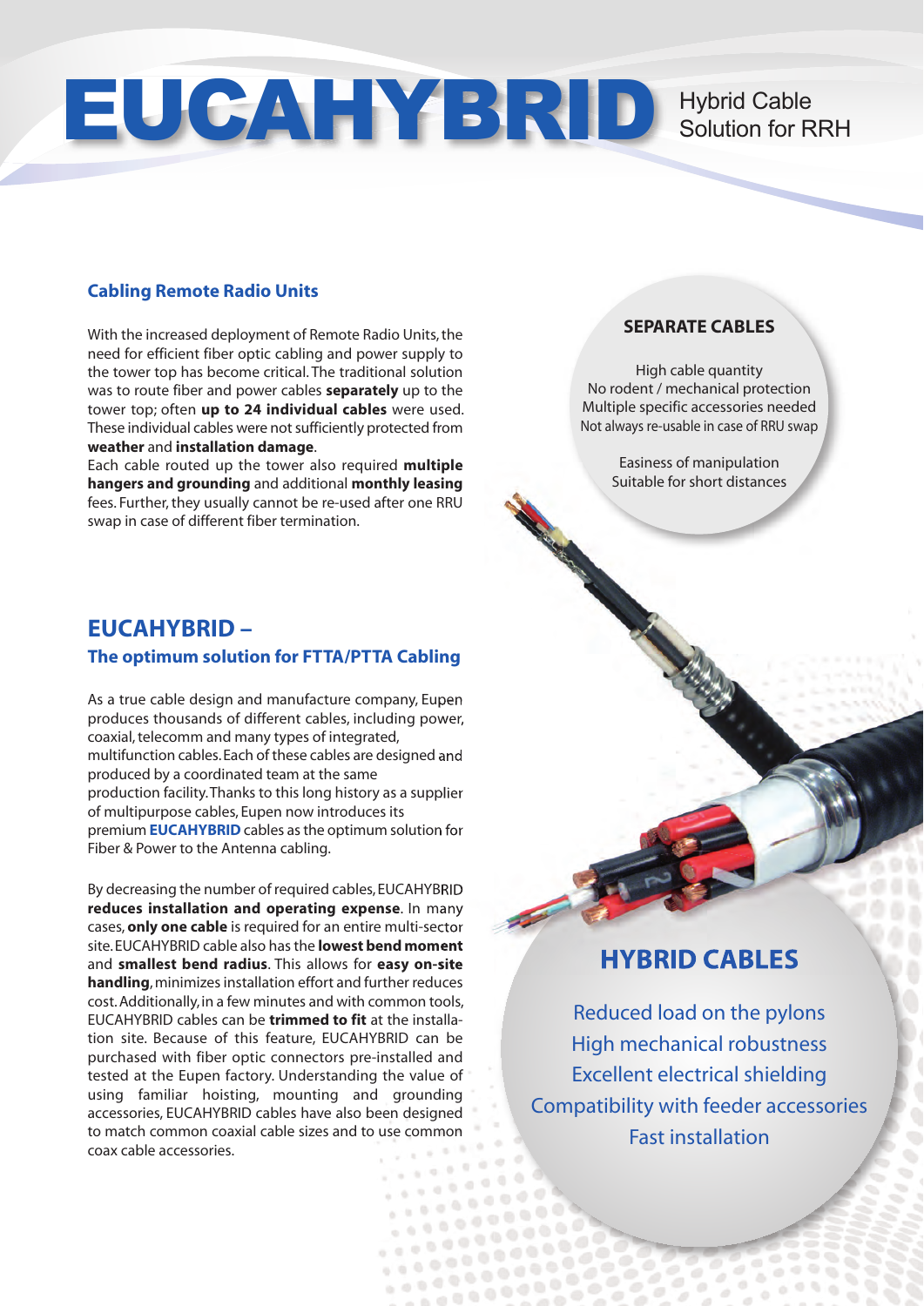# EUCAHYBRID

Hybrid Cable Solution for RRH

### Cabling Remote Radio Units

With the increased deployment of Remote Radio Units, the need for efficient fiber optic cabling and power supply to the tower top has become critical. The traditional solution was to route fiber and power cables **separately** up to the tower top; often **up to 24 individual cables** were used. These individual cables were not sufficiently protected from **weather** and **installation damage**.
Each cable routed up the tower also required **multiple hangers and grounding** and additional **monthly leasing** fees. Further, they usually cannot be re-used after one RRU swap in case of different fiber termination.

**SEPARATE CABLES**

High cable quantity
No rodent / mechanical protection
Multiple specific accessories needed
Not always re-usable in case of RRU swap

Easiness of manipulation
Suitable for short distances

## EUCAHYBRID –
### The optimum solution for FTTA/PTTA Cabling

As a true cable design and manufacture company, Eupen produces thousands of different cables, including power, coaxial, telecomm and many types of integrated, multifunction cables. Each of these cables are designed and produced by a coordinated team at the same production facility. Thanks to this long history as a supplier of multipurpose cables, Eupen now introduces its premium **EUCAHYBRID** cables as the optimum solution for Fiber & Power to the Antenna cabling.

By decreasing the number of required cables, EUCAHYBRID **reduces installation and operating expense**. In many cases, **only one cable** is required for an entire multi-sector site. EUCAHYBRID cable also has the **lowest bend moment** and **smallest bend radius**. This allows for **easy on-site handling**, minimizes installation effort and further reduces cost. Additionally, in a few minutes and with common tools, EUCAHYBRID cables can be **trimmed to fit** at the installation site. Because of this feature, EUCAHYBRID can be purchased with fiber optic connectors pre-installed and tested at the Eupen factory. Understanding the value of using familiar hoisting, mounting and grounding accessories, EUCAHYBRID cables have also been designed to match common coaxial cable sizes and to use common coax cable accessories.

**HYBRID CABLES**

Reduced load on the pylons
High mechanical robustness
Excellent electrical shielding
Compatibility with feeder accessories
Fast installation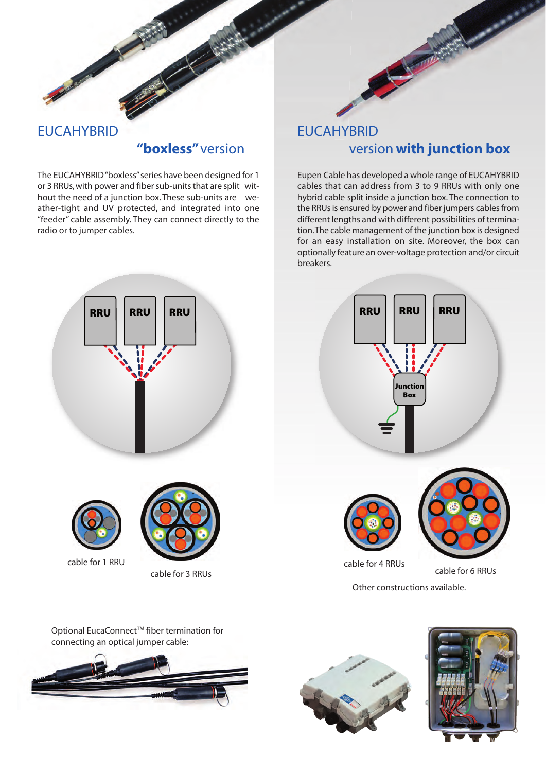## EUCAHYBRID "boxless" version

The EUCAHYBRID "boxless" series have been designed for 1 or 3 RRUs, with power and fiber sub-units that are split without the need of a junction box. These sub-units are weather-tight and UV protected, and integrated into one "feeder" cable assembly. They can connect directly to the radio or to jumper cables.

## EUCAHYBRID version with junction box

Eupen Cable has developed a whole range of EUCAHYBRID cables that can address from 3 to 9 RRUs with only one hybrid cable split inside a junction box. The connection to the RRUs is ensured by power and fiber jumpers cables from different lengths and with different possibilities of termination. The cable management of the junction box is designed for an easy installation on site. Moreover, the box can optionally feature an over-voltage protection and/or circuit breakers.

RRU RRU RRU

RRU RRU RRU

Junction Box

cable for 1 RRU

cable for 3 RRUs

cable for 4 RRUs

cable for 6 RRUs

Other constructions available.

Optional EucaConnect[TM] fiber termination for connecting an optical jumper cable: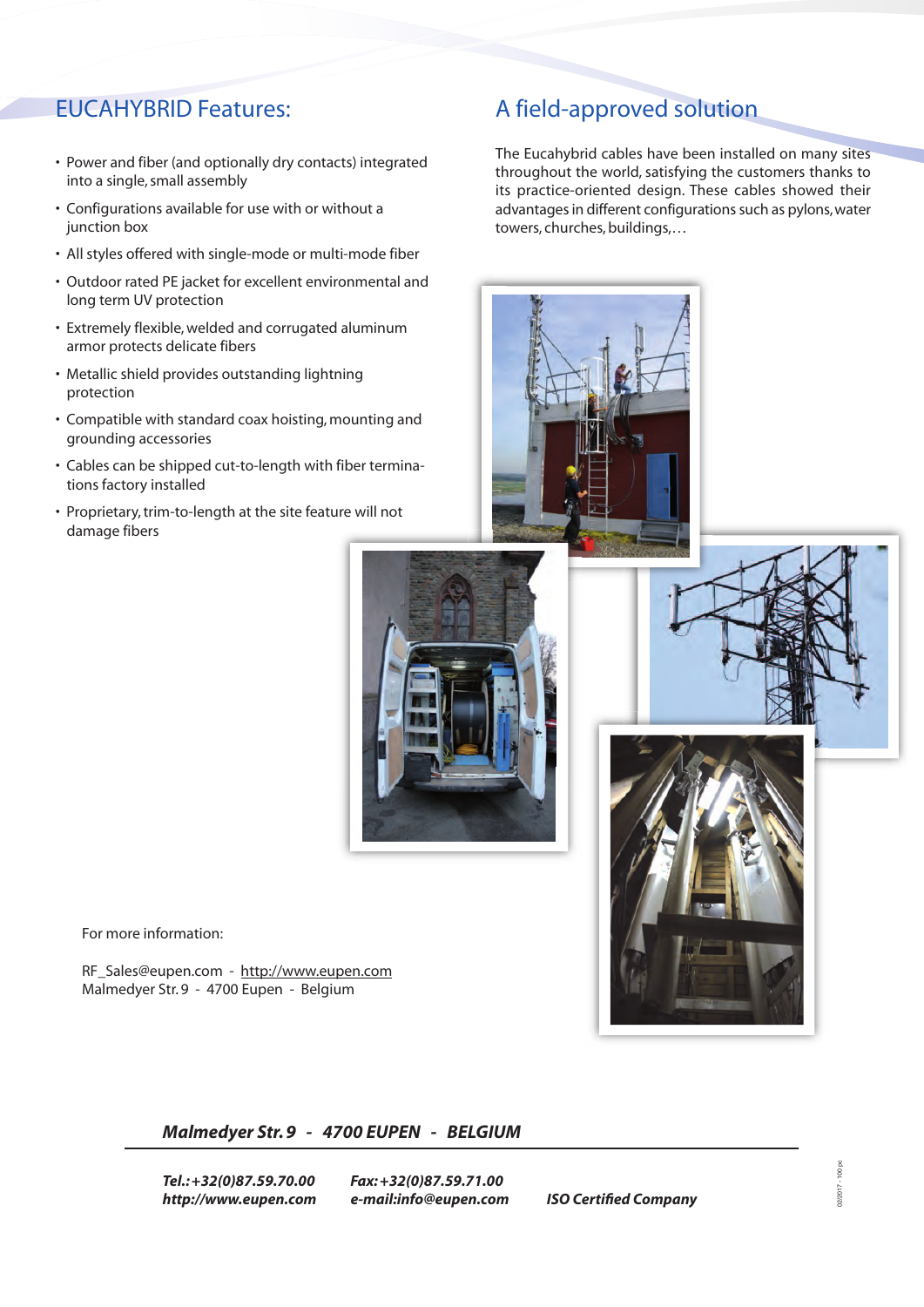## EUCAHYBRID Features:

- Power and fiber (and optionally dry contacts) integrated into a single, small assembly
- Configurations available for use with or without a junction box
- All styles offered with single-mode or multi-mode fiber
- Outdoor rated PE jacket for excellent environmental and long term UV protection
- Extremely flexible, welded and corrugated aluminum armor protects delicate fibers
- Metallic shield provides outstanding lightning protection
- Compatible with standard coax hoisting, mounting and grounding accessories
- Cables can be shipped cut-to-length with fiber terminations factory installed
- Proprietary, trim-to-length at the site feature will not damage fibers

## A field-approved solution

The Eucahybrid cables have been installed on many sites throughout the world, satisfying the customers thanks to its practice-oriented design. These cables showed their advantages in different configurations such as pylons, water towers, churches, buildings,…

For more information:

RF_Sales@eupen.com - http://www.eupen.com
Malmedyer Str. 9 - 4700 Eupen - Belgium

***Malmedyer Str. 9 - 4700 EUPEN - BELGIUM***

***Tel.: +32(0)87.59.70.00*** ***Fax: +32(0)87.59.71.00***
***http://www.eupen.com*** ***e-mail:info@eupen.com*** ***ISO Certified Company***

02/2017 - 100 pc